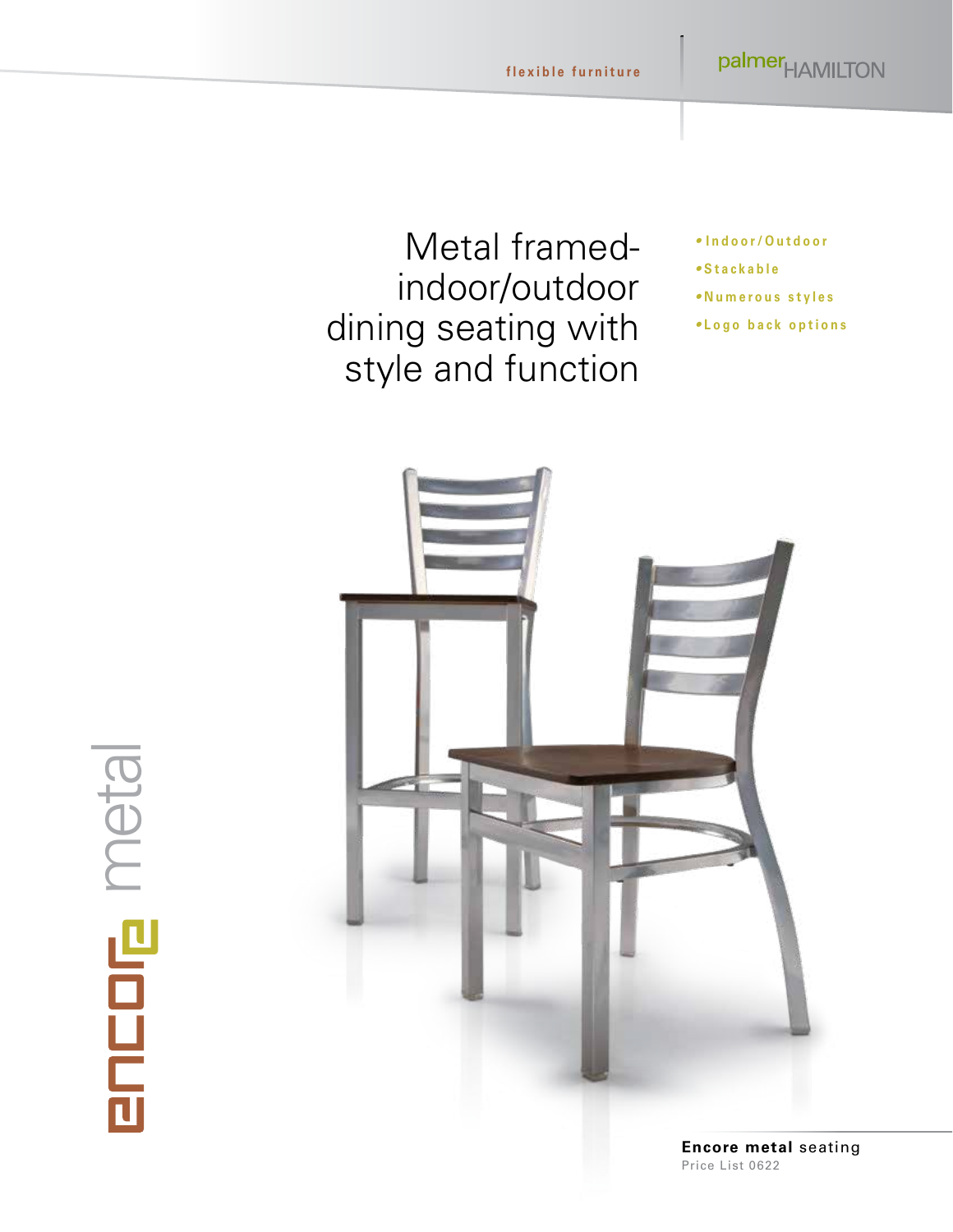flexible furniture

palmerHAMILTON

# Metal framed-indoor/outdoor dining seating with style and function

- Indoor/Outdoor
- Stackable
- Numerous styles
- Logo back options

encore metal

**Encore metal** seating

Price List 0622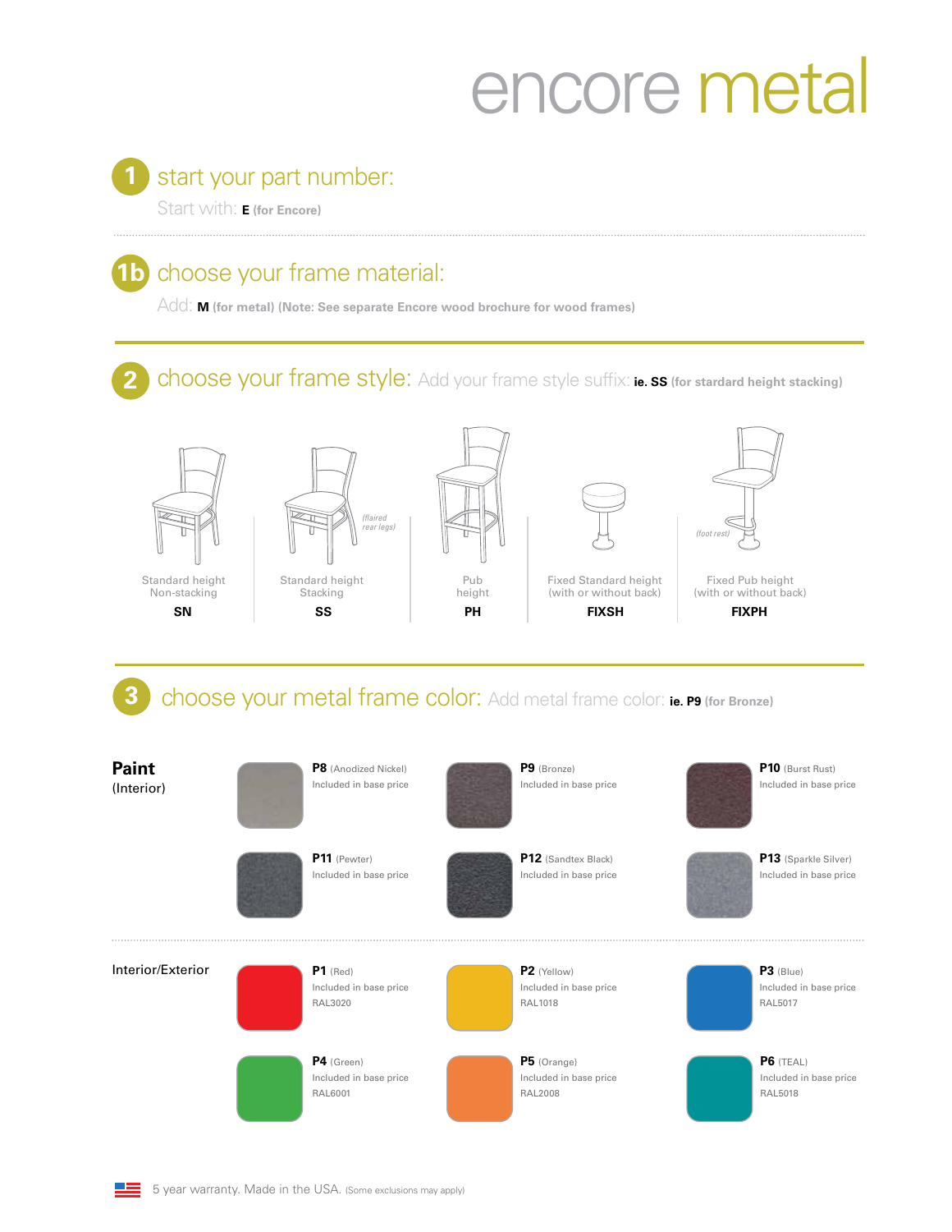# encore metal

## 1 start your part number:

Start with: **E** (for Encore)

## 1b choose your frame material:

Add: **M** (for metal) (Note: See separate Encore wood brochure for wood frames)

## 2 choose your frame style:

Add your frame style suffix: **ie. SS** (for stardard height stacking)

| Standard height Non-stacking | Standard height Stacking (flaired rear legs) | Pub height | Fixed Standard height (with or without back) | Fixed Pub height (with or without back) (foot rest) |
|---|---|---|---|---|
| **SN** | **SS** | **PH** | **FIXSH** | **FIXPH** |

## 3 choose your metal frame color:

Add metal frame color: **ie. P9** (for Bronze)

### Paint (Interior)

| Code | Color | Price |
|---|---|---|
| **P8** | (Anodized Nickel) | Included in base price |
| **P9** | (Bronze) | Included in base price |
| **P10** | (Burst Rust) | Included in base price |
| **P11** | (Pewter) | Included in base price |
| **P12** | (Sandtex Black) | Included in base price |
| **P13** | (Sparkle Silver) | Included in base price |

### Interior/Exterior

| Code | Color | Price | RAL |
|---|---|---|---|
| **P1** | (Red) | Included in base price | RAL3020 |
| **P2** | (Yellow) | Included in base price | RAL1018 |
| **P3** | (Blue) | Included in base price | RAL5017 |
| **P4** | (Green) | Included in base price | RAL6001 |
| **P5** | (Orange) | Included in base price | RAL2008 |
| **P6** | (TEAL) | Included in base price | RAL5018 |

5 year warranty. Made in the USA. (Some exclusions may apply)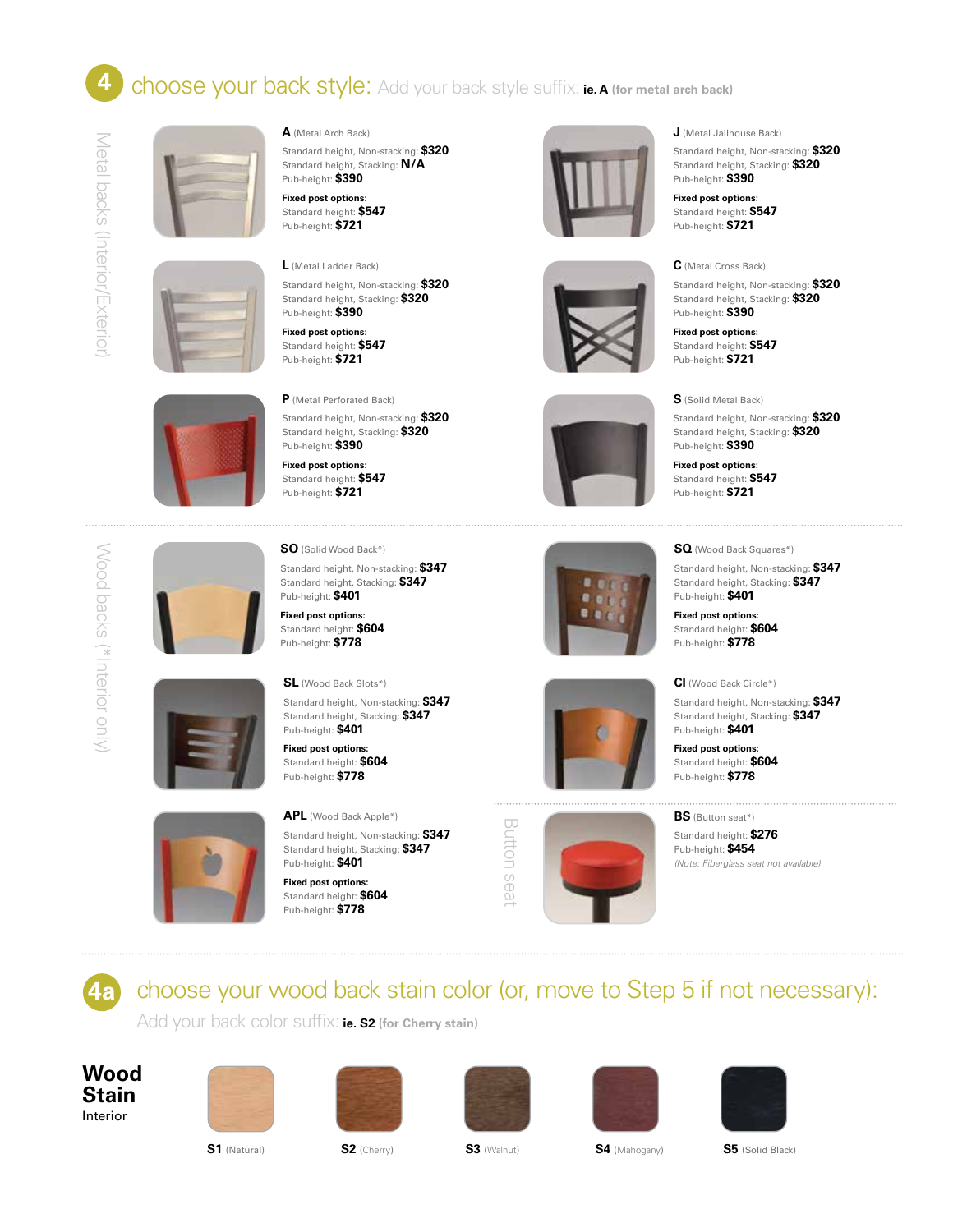## 4 choose your back style: Add your back style suffix: **ie. A (for metal arch back)**

### Metal backs (Interior/Exterior)

**A** (Metal Arch Back)
Standard height, Non-stacking: **$320**
Standard height, Stacking: **N/A**
Pub-height: **$390**
**Fixed post options:**
Standard height: **$547**
Pub-height: **$721**

**J** (Metal Jailhouse Back)
Standard height, Non-stacking: **$320**
Standard height, Stacking: **$320**
Pub-height: **$390**
**Fixed post options:**
Standard height: **$547**
Pub-height: **$721**

**L** (Metal Ladder Back)
Standard height, Non-stacking: **$320**
Standard height, Stacking: **$320**
Pub-height: **$390**
**Fixed post options:**
Standard height: **$547**
Pub-height: **$721**

**C** (Metal Cross Back)
Standard height, Non-stacking: **$320**
Standard height, Stacking: **$320**
Pub-height: **$390**
**Fixed post options:**
Standard height: **$547**
Pub-height: **$721**

**P** (Metal Perforated Back)
Standard height, Non-stacking: **$320**
Standard height, Stacking: **$320**
Pub-height: **$390**
**Fixed post options:**
Standard height: **$547**
Pub-height: **$721**

**S** (Solid Metal Back)
Standard height, Non-stacking: **$320**
Standard height, Stacking: **$320**
Pub-height: **$390**
**Fixed post options:**
Standard height: **$547**
Pub-height: **$721**

### Wood backs (*Interior only)

**SO** (Solid Wood Back*)
Standard height, Non-stacking: **$347**
Standard height, Stacking: **$347**
Pub-height: **$401**
**Fixed post options:**
Standard height: **$604**
Pub-height: **$778**

**SQ** (Wood Back Squares*)
Standard height, Non-stacking: **$347**
Standard height, Stacking: **$347**
Pub-height: **$401**
**Fixed post options:**
Standard height: **$604**
Pub-height: **$778**

**SL** (Wood Back Slots*)
Standard height, Non-stacking: **$347**
Standard height, Stacking: **$347**
Pub-height: **$401**
**Fixed post options:**
Standard height: **$604**
Pub-height: **$778**

**CI** (Wood Back Circle*)
Standard height, Non-stacking: **$347**
Standard height, Stacking: **$347**
Pub-height: **$401**
**Fixed post options:**
Standard height: **$604**
Pub-height: **$778**

**APL** (Wood Back Apple*)
Standard height, Non-stacking: **$347**
Standard height, Stacking: **$347**
Pub-height: **$401**
**Fixed post options:**
Standard height: **$604**
Pub-height: **$778**

### Button seat

**BS** (Button seat*)
Standard height: **$276**
Pub-height: **$454**
*(Note: Fiberglass seat not available)*

## 4a choose your wood back stain color (or, move to Step 5 if not necessary):

Add your back color suffix: **ie. S2 (for Cherry stain)**

### Wood Stain
Interior

**S1** (Natural)  **S2** (Cherry)  **S3** (Walnut)  **S4** (Mahogany)  **S5** (Solid Black)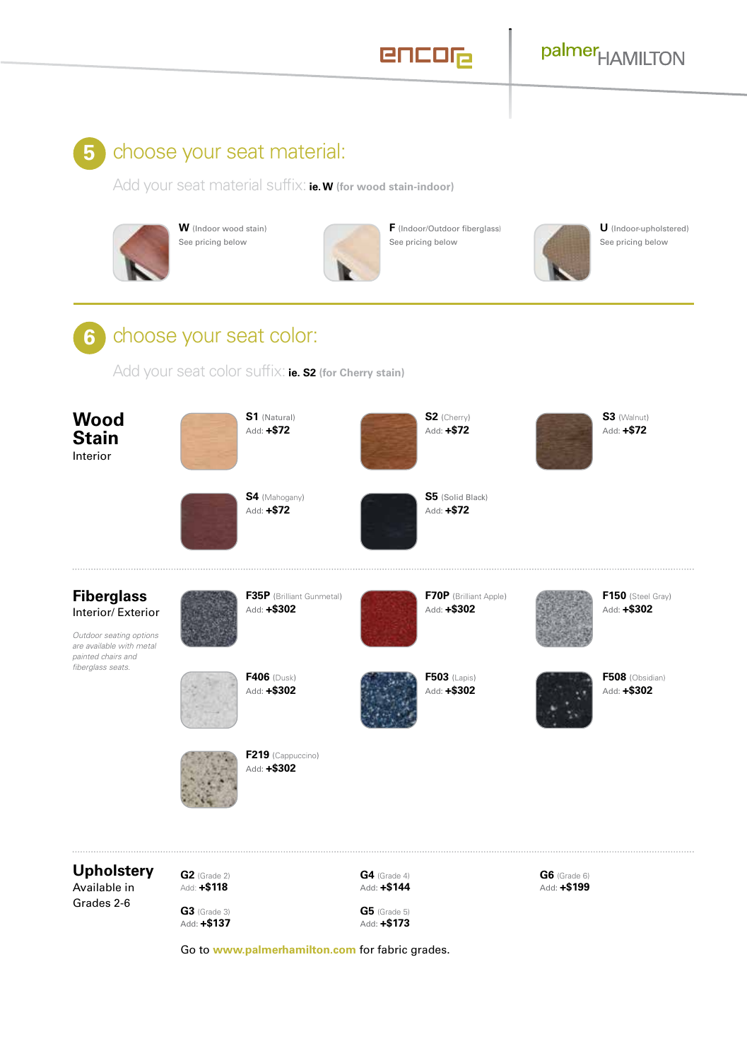## 5 choose your seat material:

Add your seat material suffix: **ie. W** (for wood stain-indoor)

**W** (Indoor wood stain)
See pricing below

**F** (Indoor/Outdoor fiberglass)
See pricing below

**U** (Indoor-upholstered)
See pricing below

## 6 choose your seat color:

Add your seat color suffix: **ie. S2** (for Cherry stain)

### Wood Stain
Interior

**S1** (Natural)
Add: **+$72**

**S2** (Cherry)
Add: **+$72**

**S3** (Walnut)
Add: **+$72**

**S4** (Mahogany)
Add: **+$72**

**S5** (Solid Black)
Add: **+$72**

### Fiberglass
Interior/ Exterior

*Outdoor seating options are available with metal painted chairs and fiberglass seats.*

**F35P** (Brilliant Gunmetal)
Add: **+$302**

**F70P** (Brilliant Apple)
Add: **+$302**

**F150** (Steel Gray)
Add: **+$302**

**F406** (Dusk)
Add: **+$302**

**F503** (Lapis)
Add: **+$302**

**F508** (Obsidian)
Add: **+$302**

**F219** (Cappuccino)
Add: **+$302**

### Upholstery
Available in Grades 2-6

**G2** (Grade 2)
Add: **+$118**

**G3** (Grade 3)
Add: **+$137**

**G4** (Grade 4)
Add: **+$144**

**G5** (Grade 5)
Add: **+$173**

**G6** (Grade 6)
Add: **+$199**

Go to **www.palmerhamilton.com** for fabric grades.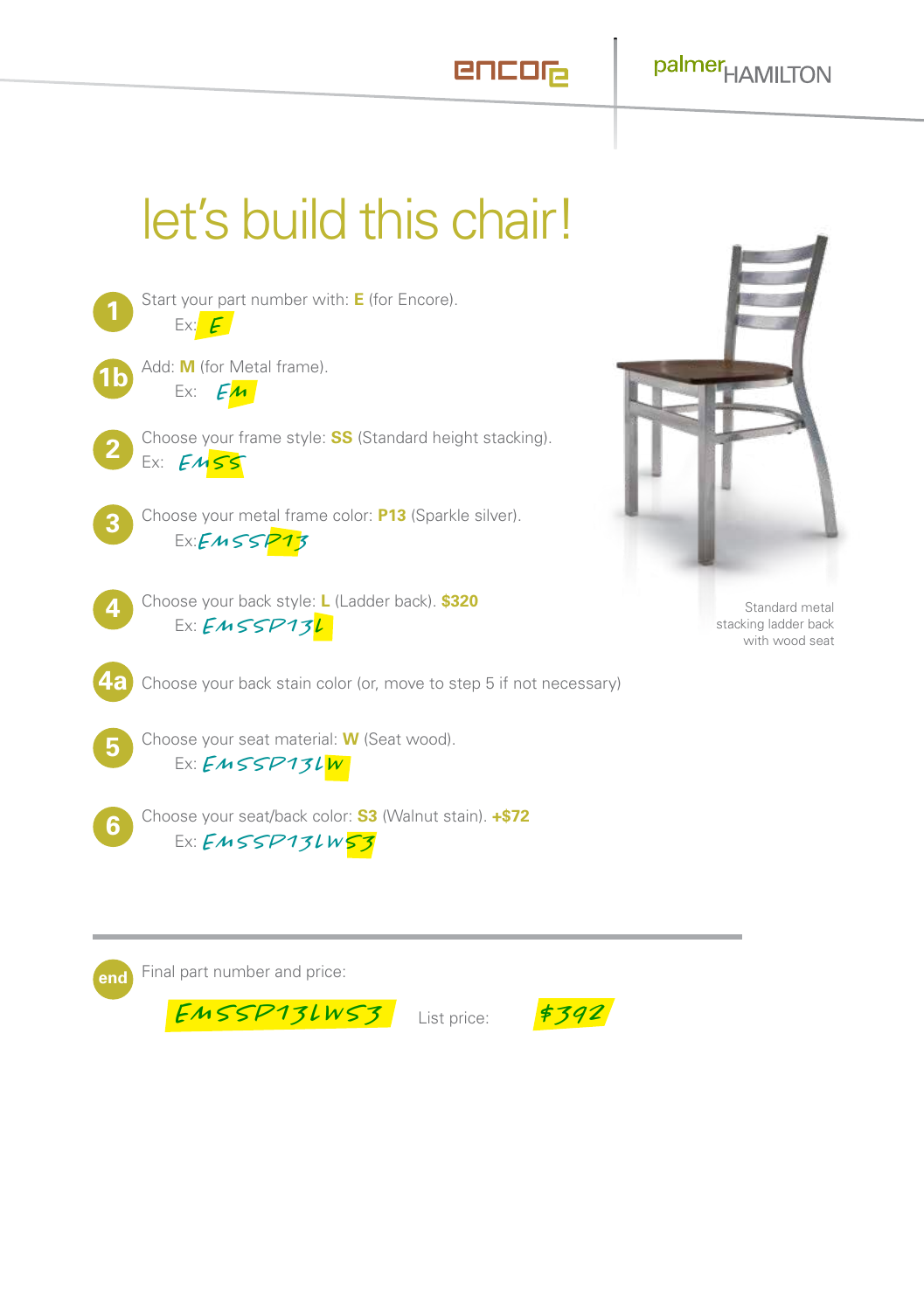encore | palmer HAMILTON

# let's build this chair!

**1** Start your part number with: **E** (for Encore).
Ex: E

**1b** Add: **M** (for Metal frame).
Ex: EM

**2** Choose your frame style: **SS** (Standard height stacking).
Ex: EMSS

**3** Choose your metal frame color: **P13** (Sparkle silver).
Ex: EMSSP13

**4** Choose your back style: **L** (Ladder back). **$320**
Ex: EMSSP13L

**4a** Choose your back stain color (or, move to step 5 if not necessary)

**5** Choose your seat material: **W** (Seat wood).
Ex: EMSSP13LW

**6** Choose your seat/back color: **S3** (Walnut stain). **+$72**
Ex: EMSSP13LWS3

Standard metal stacking ladder back with wood seat

---

**end** Final part number and price:

EMSSP13LWS3 List price: $392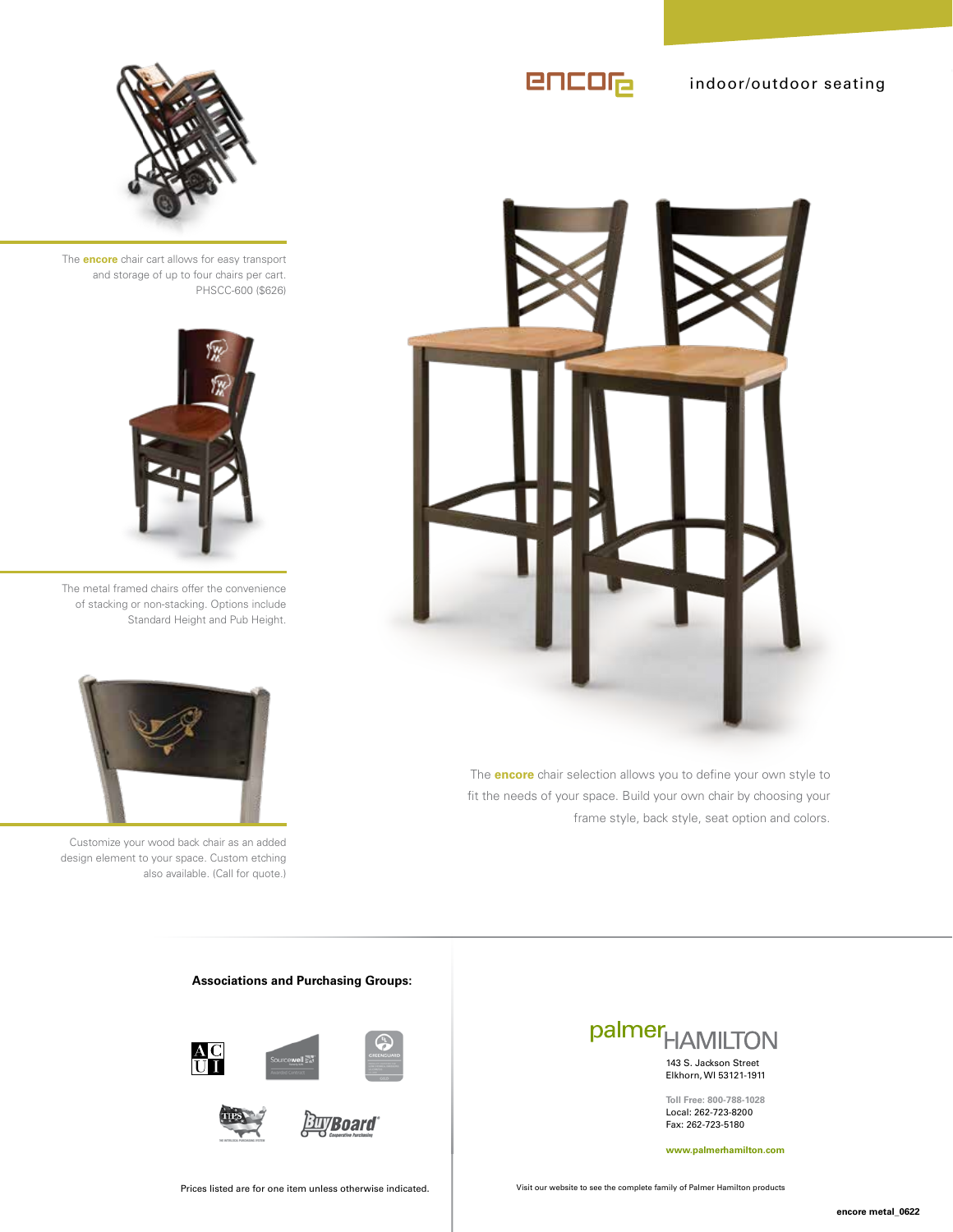encore

indoor/outdoor seating

The **encore** chair cart allows for easy transport and storage of up to four chairs per cart. PHSCC-600 ($626)

The metal framed chairs offer the convenience of stacking or non-stacking. Options include Standard Height and Pub Height.

Customize your wood back chair as an added design element to your space. Custom etching also available. (Call for quote.)

The **encore** chair selection allows you to define your own style to fit the needs of your space. Build your own chair by choosing your frame style, back style, seat option and colors.

**Associations and Purchasing Groups:**

Prices listed are for one item unless otherwise indicated.

palmer HAMILTON

143 S. Jackson Street
Elkhorn, WI 53121-1911

Toll Free: 800-788-1028
Local: 262-723-8200
Fax: 262-723-5180

www.palmerhamilton.com

Visit our website to see the complete family of Palmer Hamilton products

**encore metal_0622**